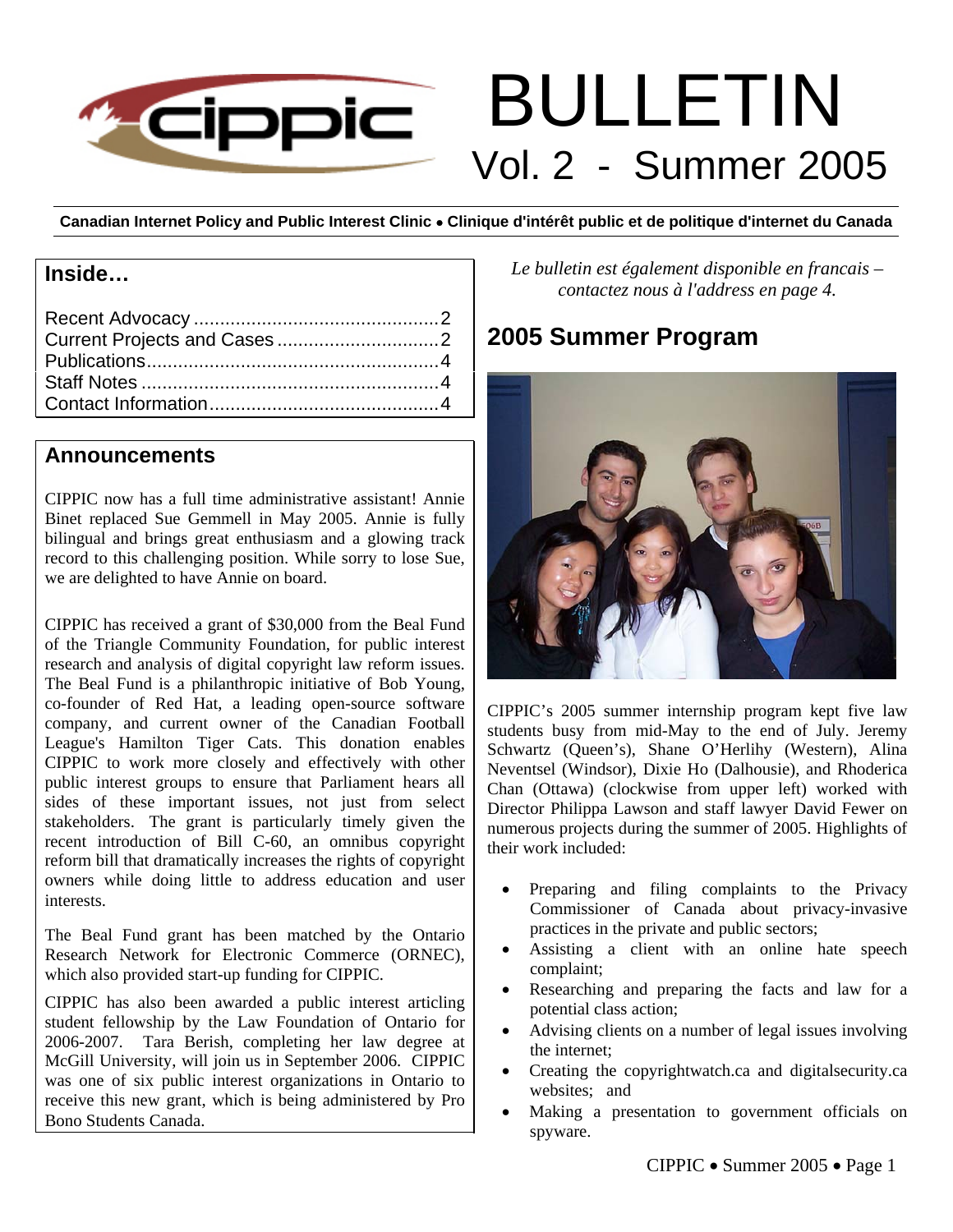# BULLETIN

## Vol. 2 - Summer 2005

**Canadian Internet Policy and Public Interest Clinic • Clinique d'intérêt public et de politique d'internet du Canada**

### Inside…

Recent Advocacy ............................................... 2
Current Projects and Cases ............................... 2
Publications........................................................ 4
Staff Notes ......................................................... 4
Contact Information............................................ 4

### Announcements

CIPPIC now has a full time administrative assistant! Annie Binet replaced Sue Gemmell in May 2005. Annie is fully bilingual and brings great enthusiasm and a glowing track record to this challenging position. While sorry to lose Sue, we are delighted to have Annie on board.

CIPPIC has received a grant of $30,000 from the Beal Fund of the Triangle Community Foundation, for public interest research and analysis of digital copyright law reform issues. The Beal Fund is a philanthropic initiative of Bob Young, co-founder of Red Hat, a leading open-source software company, and current owner of the Canadian Football League's Hamilton Tiger Cats. This donation enables CIPPIC to work more closely and effectively with other public interest groups to ensure that Parliament hears all sides of these important issues, not just from select stakeholders. The grant is particularly timely given the recent introduction of Bill C-60, an omnibus copyright reform bill that dramatically increases the rights of copyright owners while doing little to address education and user interests.

The Beal Fund grant has been matched by the Ontario Research Network for Electronic Commerce (ORNEC), which also provided start-up funding for CIPPIC.

CIPPIC has also been awarded a public interest articling student fellowship by the Law Foundation of Ontario for 2006-2007. Tara Berish, completing her law degree at McGill University, will join us in September 2006. CIPPIC was one of six public interest organizations in Ontario to receive this new grant, which is being administered by Pro Bono Students Canada.

*Le bulletin est également disponible en francais – contactez nous à l'address en page 4.*

## 2005 Summer Program

CIPPIC's 2005 summer internship program kept five law students busy from mid-May to the end of July. Jeremy Schwartz (Queen's), Shane O'Herlihy (Western), Alina Neventsel (Windsor), Dixie Ho (Dalhousie), and Rhoderica Chan (Ottawa) (clockwise from upper left) worked with Director Philippa Lawson and staff lawyer David Fewer on numerous projects during the summer of 2005. Highlights of their work included:

- Preparing and filing complaints to the Privacy Commissioner of Canada about privacy-invasive practices in the private and public sectors;
- Assisting a client with an online hate speech complaint;
- Researching and preparing the facts and law for a potential class action;
- Advising clients on a number of legal issues involving the internet;
- Creating the copyrightwatch.ca and digitalsecurity.ca websites; and
- Making a presentation to government officials on spyware.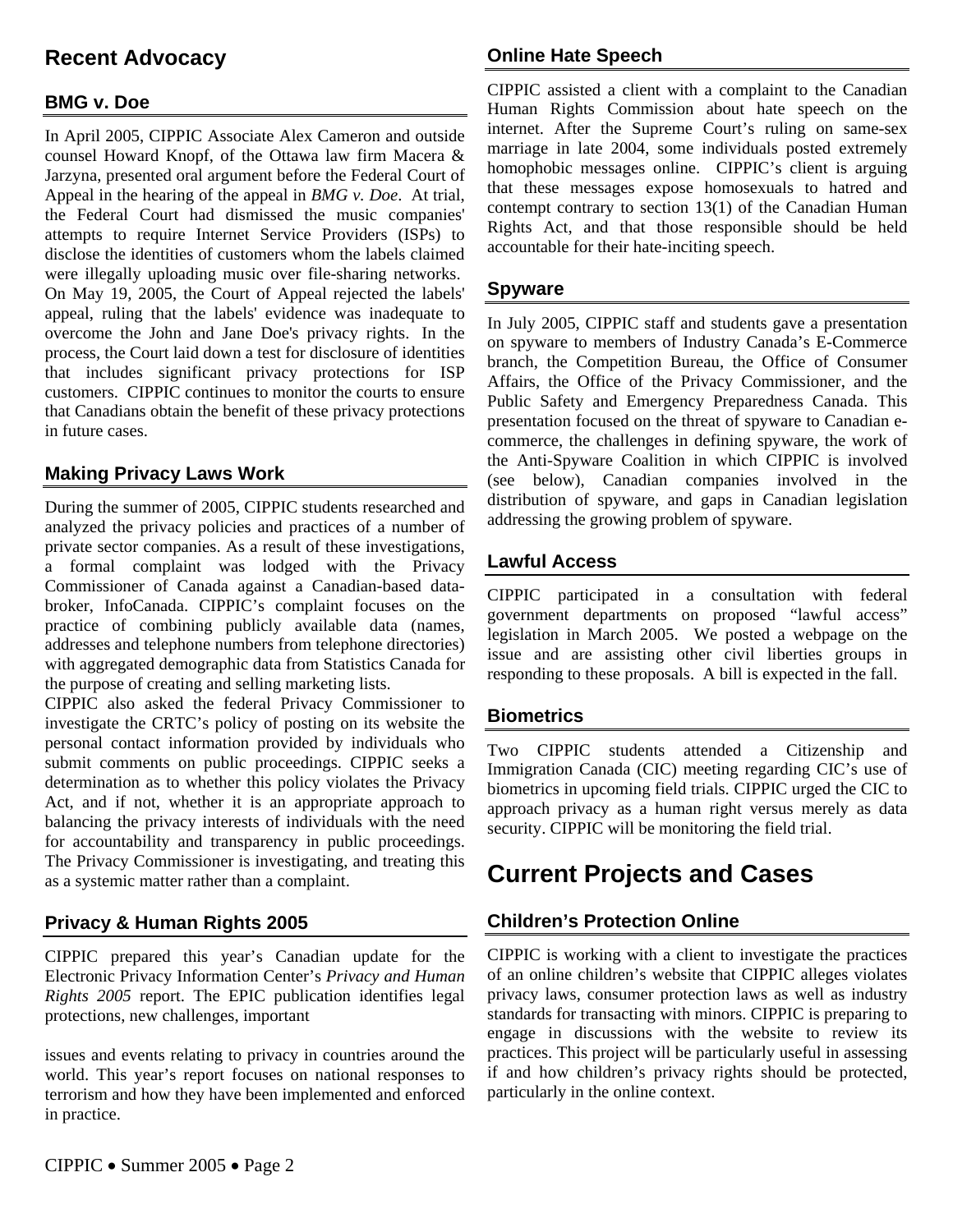# Recent Advocacy

## BMG v. Doe

In April 2005, CIPPIC Associate Alex Cameron and outside counsel Howard Knopf, of the Ottawa law firm Macera & Jarzyna, presented oral argument before the Federal Court of Appeal in the hearing of the appeal in *BMG v. Doe*. At trial, the Federal Court had dismissed the music companies' attempts to require Internet Service Providers (ISPs) to disclose the identities of customers whom the labels claimed were illegally uploading music over file-sharing networks. On May 19, 2005, the Court of Appeal rejected the labels' appeal, ruling that the labels' evidence was inadequate to overcome the John and Jane Doe's privacy rights. In the process, the Court laid down a test for disclosure of identities that includes significant privacy protections for ISP customers. CIPPIC continues to monitor the courts to ensure that Canadians obtain the benefit of these privacy protections in future cases.

## Making Privacy Laws Work

During the summer of 2005, CIPPIC students researched and analyzed the privacy policies and practices of a number of private sector companies. As a result of these investigations, a formal complaint was lodged with the Privacy Commissioner of Canada against a Canadian-based data-broker, InfoCanada. CIPPIC's complaint focuses on the practice of combining publicly available data (names, addresses and telephone numbers from telephone directories) with aggregated demographic data from Statistics Canada for the purpose of creating and selling marketing lists.

CIPPIC also asked the federal Privacy Commissioner to investigate the CRTC's policy of posting on its website the personal contact information provided by individuals who submit comments on public proceedings. CIPPIC seeks a determination as to whether this policy violates the Privacy Act, and if not, whether it is an appropriate approach to balancing the privacy interests of individuals with the need for accountability and transparency in public proceedings. The Privacy Commissioner is investigating, and treating this as a systemic matter rather than a complaint.

## Privacy & Human Rights 2005

CIPPIC prepared this year's Canadian update for the Electronic Privacy Information Center's *Privacy and Human Rights 2005* report. The EPIC publication identifies legal protections, new challenges, important issues and events relating to privacy in countries around the world. This year's report focuses on national responses to terrorism and how they have been implemented and enforced in practice.

## Online Hate Speech

CIPPIC assisted a client with a complaint to the Canadian Human Rights Commission about hate speech on the internet. After the Supreme Court's ruling on same-sex marriage in late 2004, some individuals posted extremely homophobic messages online. CIPPIC's client is arguing that these messages expose homosexuals to hatred and contempt contrary to section 13(1) of the Canadian Human Rights Act, and that those responsible should be held accountable for their hate-inciting speech.

## Spyware

In July 2005, CIPPIC staff and students gave a presentation on spyware to members of Industry Canada's E-Commerce branch, the Competition Bureau, the Office of Consumer Affairs, the Office of the Privacy Commissioner, and the Public Safety and Emergency Preparedness Canada. This presentation focused on the threat of spyware to Canadian e-commerce, the challenges in defining spyware, the work of the Anti-Spyware Coalition in which CIPPIC is involved (see below), Canadian companies involved in the distribution of spyware, and gaps in Canadian legislation addressing the growing problem of spyware.

## Lawful Access

CIPPIC participated in a consultation with federal government departments on proposed "lawful access" legislation in March 2005. We posted a webpage on the issue and are assisting other civil liberties groups in responding to these proposals. A bill is expected in the fall.

## Biometrics

Two CIPPIC students attended a Citizenship and Immigration Canada (CIC) meeting regarding CIC's use of biometrics in upcoming field trials. CIPPIC urged the CIC to approach privacy as a human right versus merely as data security. CIPPIC will be monitoring the field trial.

# Current Projects and Cases

## Children's Protection Online

CIPPIC is working with a client to investigate the practices of an online children's website that CIPPIC alleges violates privacy laws, consumer protection laws as well as industry standards for transacting with minors. CIPPIC is preparing to engage in discussions with the website to review its practices. This project will be particularly useful in assessing if and how children's privacy rights should be protected, particularly in the online context.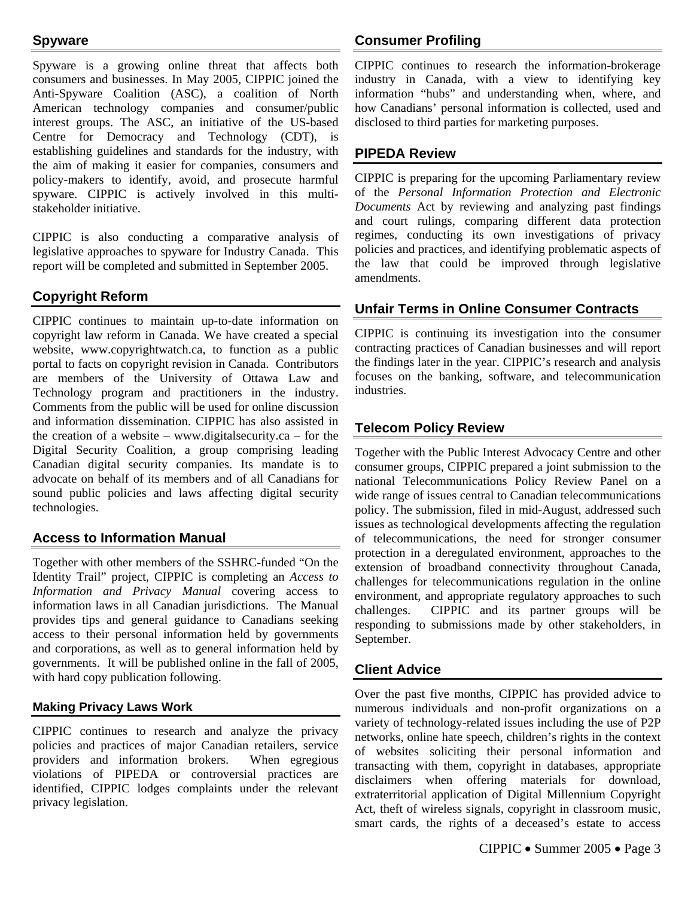## Spyware

Spyware is a growing online threat that affects both consumers and businesses. In May 2005, CIPPIC joined the Anti-Spyware Coalition (ASC), a coalition of North American technology companies and consumer/public interest groups. The ASC, an initiative of the US-based Centre for Democracy and Technology (CDT), is establishing guidelines and standards for the industry, with the aim of making it easier for companies, consumers and policy-makers to identify, avoid, and prosecute harmful spyware. CIPPIC is actively involved in this multi-stakeholder initiative.

CIPPIC is also conducting a comparative analysis of legislative approaches to spyware for Industry Canada. This report will be completed and submitted in September 2005.

## Copyright Reform

CIPPIC continues to maintain up-to-date information on copyright law reform in Canada. We have created a special website, www.copyrightwatch.ca, to function as a public portal to facts on copyright revision in Canada. Contributors are members of the University of Ottawa Law and Technology program and practitioners in the industry. Comments from the public will be used for online discussion and information dissemination. CIPPIC has also assisted in the creation of a website – www.digitalsecurity.ca – for the Digital Security Coalition, a group comprising leading Canadian digital security companies. Its mandate is to advocate on behalf of its members and of all Canadians for sound public policies and laws affecting digital security technologies.

## Access to Information Manual

Together with other members of the SSHRC-funded "On the Identity Trail" project, CIPPIC is completing an *Access to Information and Privacy Manual* covering access to information laws in all Canadian jurisdictions. The Manual provides tips and general guidance to Canadians seeking access to their personal information held by governments and corporations, as well as to general information held by governments. It will be published online in the fall of 2005, with hard copy publication following.

### Making Privacy Laws Work

CIPPIC continues to research and analyze the privacy policies and practices of major Canadian retailers, service providers and information brokers. When egregious violations of PIPEDA or controversial practices are identified, CIPPIC lodges complaints under the relevant privacy legislation.

## Consumer Profiling

CIPPIC continues to research the information-brokerage industry in Canada, with a view to identifying key information "hubs" and understanding when, where, and how Canadians' personal information is collected, used and disclosed to third parties for marketing purposes.

## PIPEDA Review

CIPPIC is preparing for the upcoming Parliamentary review of the *Personal Information Protection and Electronic Documents* Act by reviewing and analyzing past findings and court rulings, comparing different data protection regimes, conducting its own investigations of privacy policies and practices, and identifying problematic aspects of the law that could be improved through legislative amendments.

## Unfair Terms in Online Consumer Contracts

CIPPIC is continuing its investigation into the consumer contracting practices of Canadian businesses and will report the findings later in the year. CIPPIC's research and analysis focuses on the banking, software, and telecommunication industries.

## Telecom Policy Review

Together with the Public Interest Advocacy Centre and other consumer groups, CIPPIC prepared a joint submission to the national Telecommunications Policy Review Panel on a wide range of issues central to Canadian telecommunications policy. The submission, filed in mid-August, addressed such issues as technological developments affecting the regulation of telecommunications, the need for stronger consumer protection in a deregulated environment, approaches to the extension of broadband connectivity throughout Canada, challenges for telecommunications regulation in the online environment, and appropriate regulatory approaches to such challenges. CIPPIC and its partner groups will be responding to submissions made by other stakeholders, in September.

## Client Advice

Over the past five months, CIPPIC has provided advice to numerous individuals and non-profit organizations on a variety of technology-related issues including the use of P2P networks, online hate speech, children's rights in the context of websites soliciting their personal information and transacting with them, copyright in databases, appropriate disclaimers when offering materials for download, extraterritorial application of Digital Millennium Copyright Act, theft of wireless signals, copyright in classroom music, smart cards, the rights of a deceased's estate to access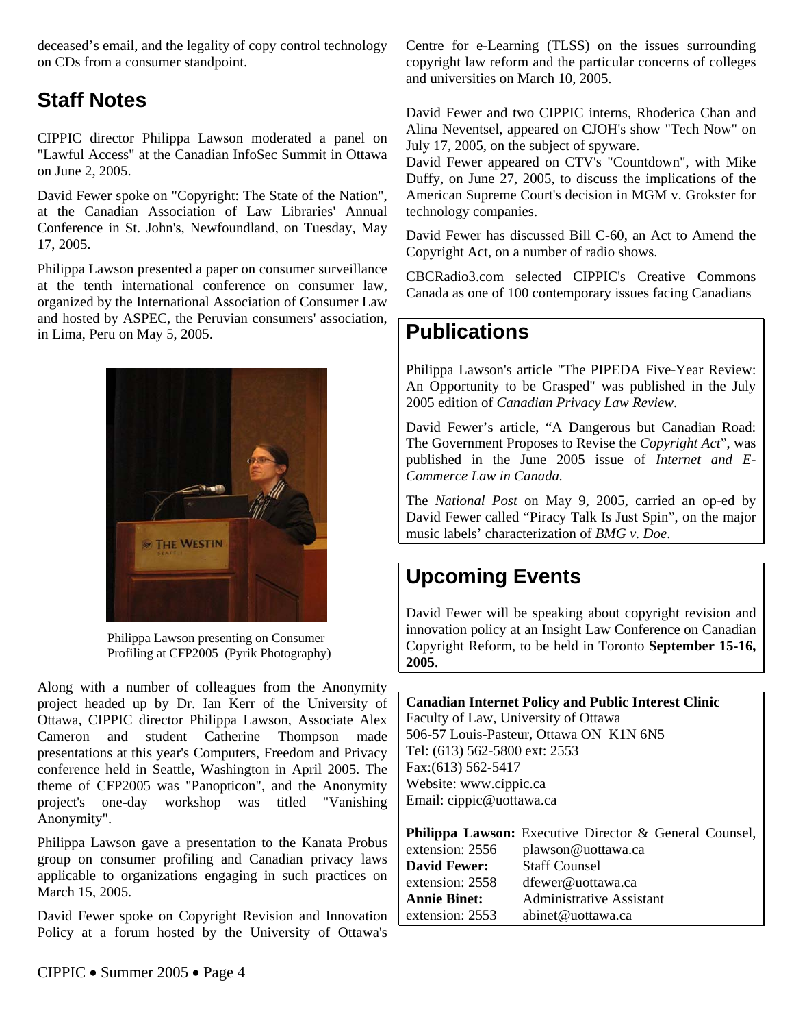deceased's email, and the legality of copy control technology on CDs from a consumer standpoint.

## Staff Notes

CIPPIC director Philippa Lawson moderated a panel on "Lawful Access" at the Canadian InfoSec Summit in Ottawa on June 2, 2005.

David Fewer spoke on "Copyright: The State of the Nation", at the Canadian Association of Law Libraries' Annual Conference in St. John's, Newfoundland, on Tuesday, May 17, 2005.

Philippa Lawson presented a paper on consumer surveillance at the tenth international conference on consumer law, organized by the International Association of Consumer Law and hosted by ASPEC, the Peruvian consumers' association, in Lima, Peru on May 5, 2005.

Philippa Lawson presenting on Consumer Profiling at CFP2005 (Pyrik Photography)

Along with a number of colleagues from the Anonymity project headed up by Dr. Ian Kerr of the University of Ottawa, CIPPIC director Philippa Lawson, Associate Alex Cameron and student Catherine Thompson made presentations at this year's Computers, Freedom and Privacy conference held in Seattle, Washington in April 2005. The theme of CFP2005 was "Panopticon", and the Anonymity project's one-day workshop was titled "Vanishing Anonymity".

Philippa Lawson gave a presentation to the Kanata Probus group on consumer profiling and Canadian privacy laws applicable to organizations engaging in such practices on March 15, 2005.

David Fewer spoke on Copyright Revision and Innovation Policy at a forum hosted by the University of Ottawa's Centre for e-Learning (TLSS) on the issues surrounding copyright law reform and the particular concerns of colleges and universities on March 10, 2005.

David Fewer and two CIPPIC interns, Rhoderica Chan and Alina Neventsel, appeared on CJOH's show "Tech Now" on July 17, 2005, on the subject of spyware.

David Fewer appeared on CTV's "Countdown", with Mike Duffy, on June 27, 2005, to discuss the implications of the American Supreme Court's decision in MGM v. Grokster for technology companies.

David Fewer has discussed Bill C-60, an Act to Amend the Copyright Act, on a number of radio shows.

CBCRadio3.com selected CIPPIC's Creative Commons Canada as one of 100 contemporary issues facing Canadians

## Publications

Philippa Lawson's article "The PIPEDA Five-Year Review: An Opportunity to be Grasped" was published in the July 2005 edition of *Canadian Privacy Law Review*.

David Fewer's article, "A Dangerous but Canadian Road: The Government Proposes to Revise the *Copyright Act*", was published in the June 2005 issue of *Internet and E-Commerce Law in Canada.*

The *National Post* on May 9, 2005, carried an op-ed by David Fewer called "Piracy Talk Is Just Spin", on the major music labels' characterization of *BMG v. Doe*.

## Upcoming Events

David Fewer will be speaking about copyright revision and innovation policy at an Insight Law Conference on Canadian Copyright Reform, to be held in Toronto **September 15-16, 2005**.

**Canadian Internet Policy and Public Interest Clinic**
Faculty of Law, University of Ottawa
506-57 Louis-Pasteur, Ottawa ON K1N 6N5
Tel: (613) 562-5800 ext: 2553
Fax:(613) 562-5417
Website: www.cippic.ca
Email: cippic@uottawa.ca

**Philippa Lawson:** Executive Director & General Counsel,
extension: 2556 plawson@uottawa.ca
**David Fewer:** Staff Counsel
extension: 2558 dfewer@uottawa.ca
**Annie Binet:** Administrative Assistant
extension: 2553 abinet@uottawa.ca